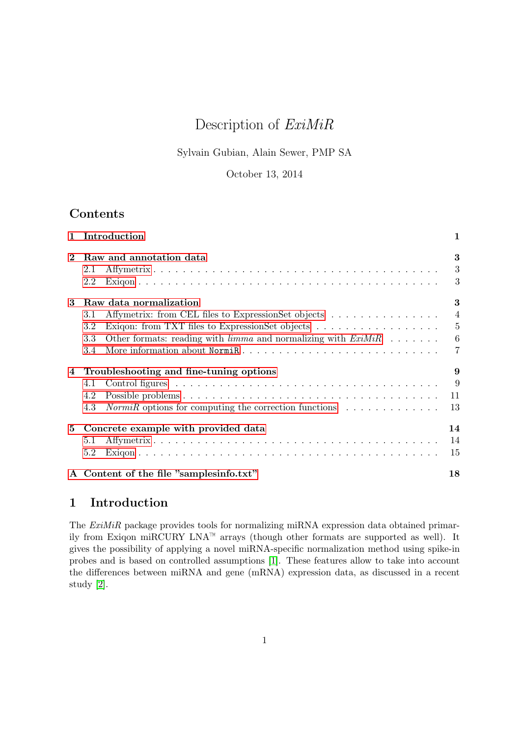# Description of *ExiMiR*

Sylvain Gubian, Alain Sewer, PMP SA

October 13, 2014

## Contents

- **1 Introduction** — 1
- **2 Raw and annotation data** — 3
  - 2.1 Affymetrix — 3
  - 2.2 Exiqon — 3
- **3 Raw data normalization** — 3
  - 3.1 Affymetrix: from CEL files to ExpressionSet objects — 4
  - 3.2 Exiqon: from TXT files to ExpressionSet objects — 5
  - 3.3 Other formats: reading with *limma* and normalizing with *ExiMiR* — 6
  - 3.4 More information about `NormiR` — 7
- **4 Troubleshooting and fine-tuning options** — 9
  - 4.1 Control figures — 9
  - 4.2 Possible problems — 11
  - 4.3 *NormiR* options for computing the correction functions — 13
- **5 Concrete example with provided data** — 14
  - 5.1 Affymetrix — 14
  - 5.2 Exiqon — 15
- **A Content of the file "samplesinfo.txt"** — 18

## 1 Introduction

The *ExiMiR* package provides tools for normalizing miRNA expression data obtained primarily from Exiqon miRCURY LNA™ arrays (though other formats are supported as well). It gives the possibility of applying a novel miRNA-specific normalization method using spike-in probes and is based on controlled assumptions [1]. These features allow to take into account the differences between miRNA and gene (mRNA) expression data, as discussed in a recent study [2].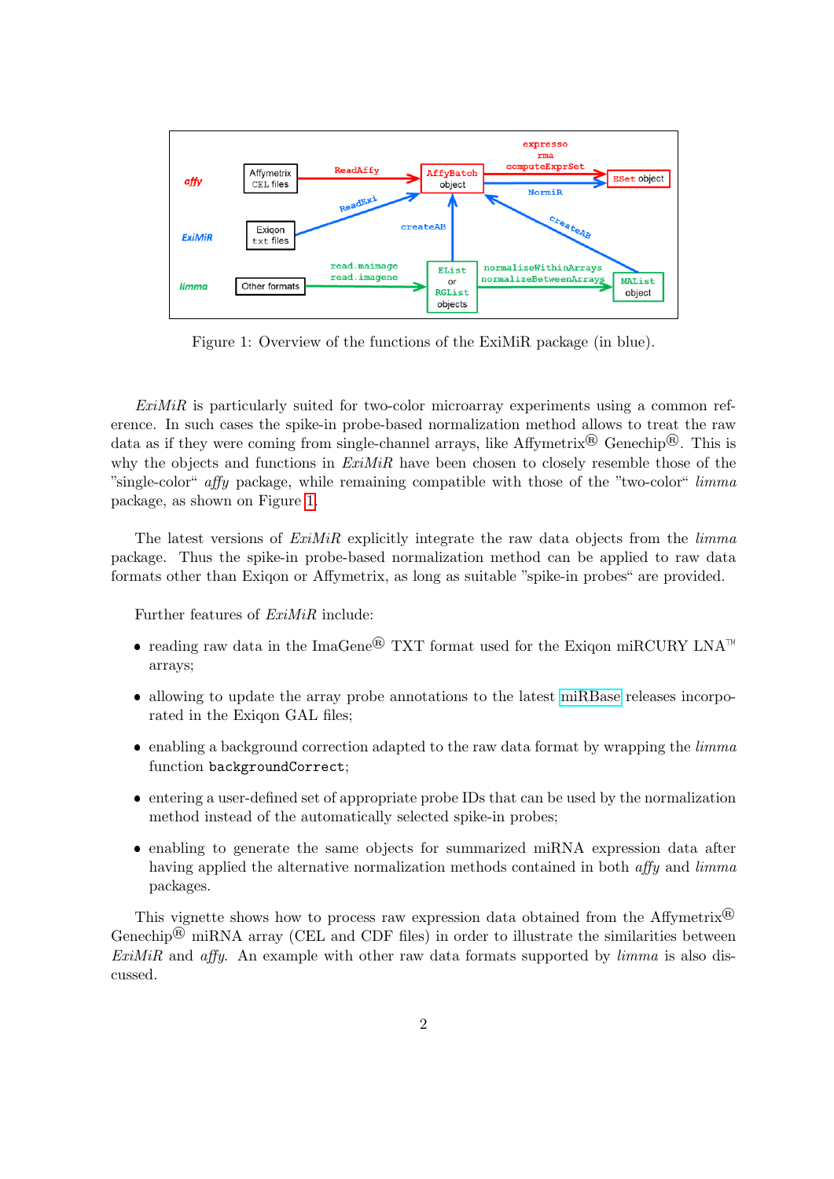Figure 1: Overview of the functions of the ExiMiR package (in blue).

*ExiMiR* is particularly suited for two-color microarray experiments using a common reference. In such cases the spike-in probe-based normalization method allows to treat the raw data as if they were coming from single-channel arrays, like Affymetrix® Genechip®. This is why the objects and functions in *ExiMiR* have been chosen to closely resemble those of the "single-color" *affy* package, while remaining compatible with those of the "two-color" *limma* package, as shown on Figure 1.

The latest versions of *ExiMiR* explicitly integrate the raw data objects from the *limma* package. Thus the spike-in probe-based normalization method can be applied to raw data formats other than Exiqon or Affymetrix, as long as suitable "spike-in probes" are provided.

Further features of *ExiMiR* include:

- reading raw data in the ImaGene® TXT format used for the Exiqon miRCURY LNA™ arrays;
- allowing to update the array probe annotations to the latest miRBase releases incorporated in the Exiqon GAL files;
- enabling a background correction adapted to the raw data format by wrapping the *limma* function `backgroundCorrect`;
- entering a user-defined set of appropriate probe IDs that can be used by the normalization method instead of the automatically selected spike-in probes;
- enabling to generate the same objects for summarized miRNA expression data after having applied the alternative normalization methods contained in both *affy* and *limma* packages.

This vignette shows how to process raw expression data obtained from the Affymetrix® Genechip® miRNA array (CEL and CDF files) in order to illustrate the similarities between *ExiMiR* and *affy*. An example with other raw data formats supported by *limma* is also discussed.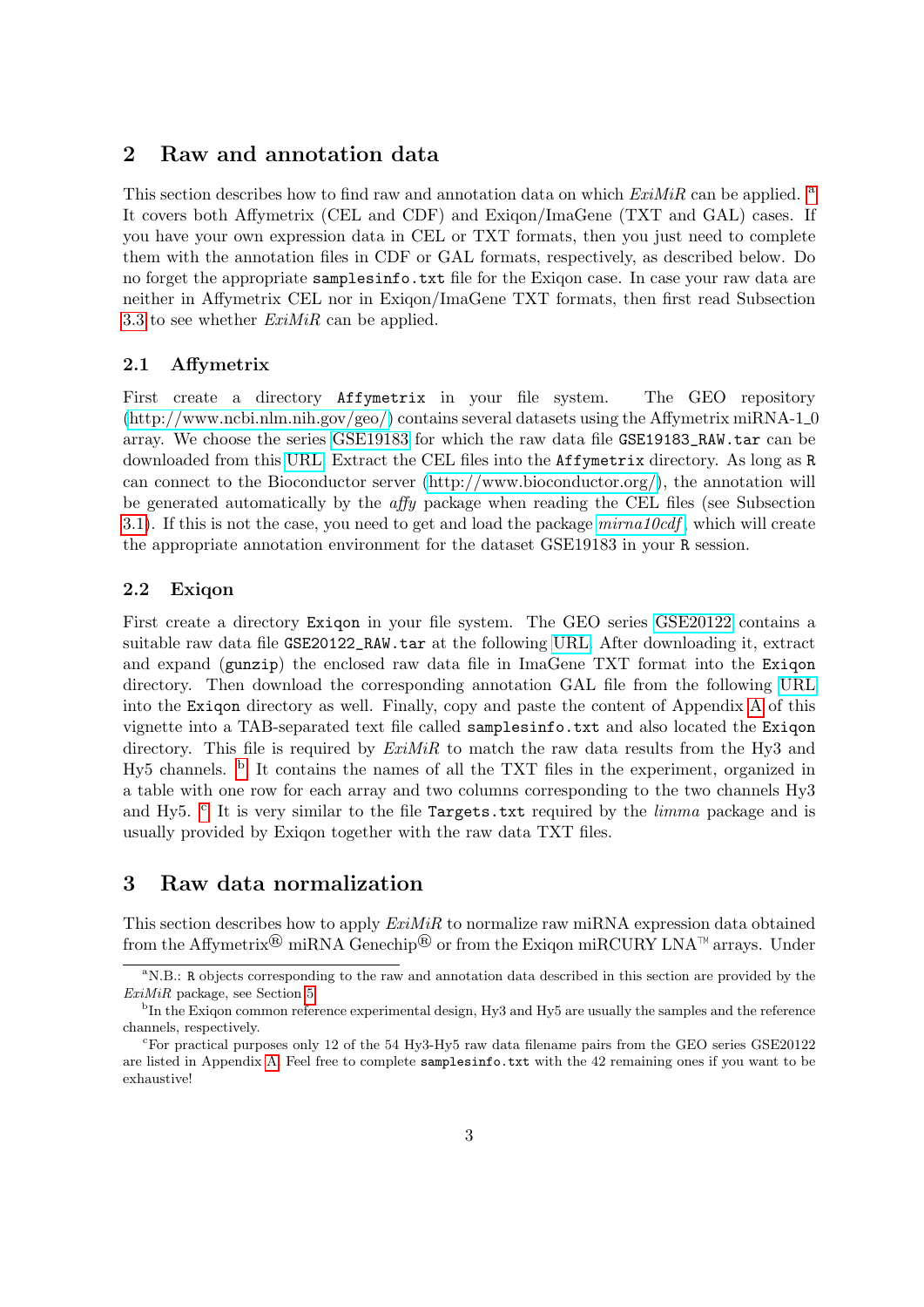## 2 Raw and annotation data

This section describes how to find raw and annotation data on which *ExiMiR* can be applied. [a] It covers both Affymetrix (CEL and CDF) and Exiqon/ImaGene (TXT and GAL) cases. If you have your own expression data in CEL or TXT formats, then you just need to complete them with the annotation files in CDF or GAL formats, respectively, as described below. Do no forget the appropriate `samplesinfo.txt` file for the Exiqon case. In case your raw data are neither in Affymetrix CEL nor in Exiqon/ImaGene TXT formats, then first read Subsection 3.3 to see whether *ExiMiR* can be applied.

### 2.1 Affymetrix

First create a directory `Affymetrix` in your file system. The GEO repository (http://www.ncbi.nlm.nih.gov/geo/) contains several datasets using the Affymetrix miRNA-1_0 array. We choose the series GSE19183 for which the raw data file `GSE19183_RAW.tar` can be downloaded from this URL. Extract the CEL files into the `Affymetrix` directory. As long as `R` can connect to the Bioconductor server (http://www.bioconductor.org/), the annotation will be generated automatically by the *affy* package when reading the CEL files (see Subsection 3.1). If this is not the case, you need to get and load the package *mirna10cdf*, which will create the appropriate annotation environment for the dataset GSE19183 in your `R` session.

### 2.2 Exiqon

First create a directory `Exiqon` in your file system. The GEO series GSE20122 contains a suitable raw data file `GSE20122_RAW.tar` at the following URL. After downloading it, extract and expand (`gunzip`) the enclosed raw data file in ImaGene TXT format into the `Exiqon` directory. Then download the corresponding annotation GAL file from the following URL into the `Exiqon` directory as well. Finally, copy and paste the content of Appendix A of this vignette into a TAB-separated text file called `samplesinfo.txt` and also located the `Exiqon` directory. This file is required by *ExiMiR* to match the raw data results from the Hy3 and Hy5 channels. [b] It contains the names of all the TXT files in the experiment, organized in a table with one row for each array and two columns corresponding to the two channels Hy3 and Hy5. [c] It is very similar to the file `Targets.txt` required by the *limma* package and is usually provided by Exiqon together with the raw data TXT files.

## 3 Raw data normalization

This section describes how to apply *ExiMiR* to normalize raw miRNA expression data obtained from the Affymetrix® miRNA Genechip® or from the Exiqon miRCURY LNA™ arrays. Under

[a] N.B.: `R` objects corresponding to the raw and annotation data described in this section are provided by the *ExiMiR* package, see Section 5.

[b] In the Exiqon common reference experimental design, Hy3 and Hy5 are usually the samples and the reference channels, respectively.

[c] For practical purposes only 12 of the 54 Hy3-Hy5 raw data filename pairs from the GEO series GSE20122 are listed in Appendix A. Feel free to complete `samplesinfo.txt` with the 42 remaining ones if you want to be exhaustive!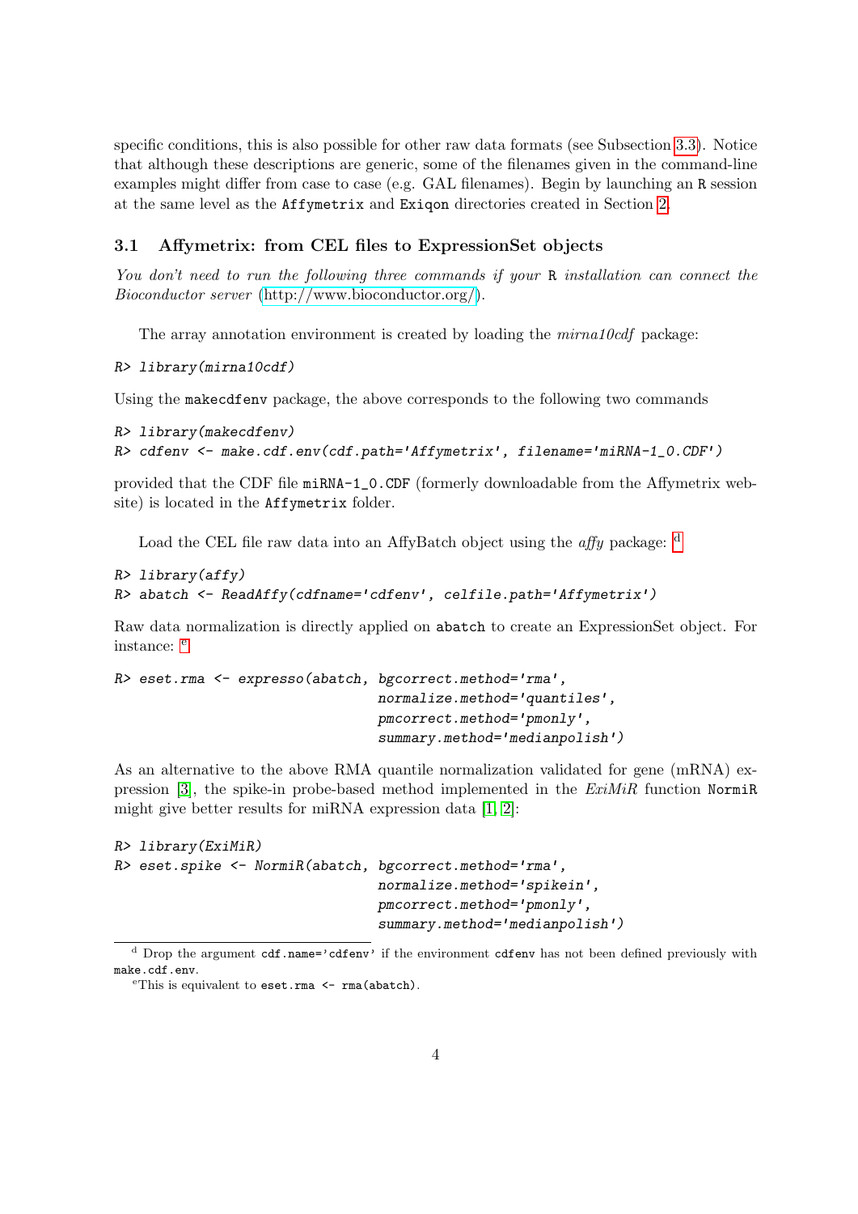specific conditions, this is also possible for other raw data formats (see Subsection 3.3). Notice that although these descriptions are generic, some of the filenames given in the command-line examples might differ from case to case (e.g. GAL filenames). Begin by launching an R session at the same level as the Affymetrix and Exiqon directories created in Section 2.

### 3.1 Affymetrix: from CEL files to ExpressionSet objects

*You don't need to run the following three commands if your* R *installation can connect the Bioconductor server* (http://www.bioconductor.org/).

The array annotation environment is created by loading the *mirna10cdf* package:

```
R> library(mirna10cdf)
```

Using the makecdfenv package, the above corresponds to the following two commands

```
R> library(makecdfenv)
R> cdfenv <- make.cdf.env(cdf.path='Affymetrix', filename='miRNA-1_0.CDF')
```

provided that the CDF file miRNA-1_0.CDF (formerly downloadable from the Affymetrix website) is located in the Affymetrix folder.

Load the CEL file raw data into an AffyBatch object using the *affy* package: [d]

```
R> library(affy)
R> abatch <- ReadAffy(cdfname='cdfenv', celfile.path='Affymetrix')
```

Raw data normalization is directly applied on abatch to create an ExpressionSet object. For instance: [e]

```
R> eset.rma <- expresso(abatch, bgcorrect.method='rma',
                              normalize.method='quantiles',
                              pmcorrect.method='pmonly',
                              summary.method='medianpolish')
```

As an alternative to the above RMA quantile normalization validated for gene (mRNA) expression [3], the spike-in probe-based method implemented in the *ExiMiR* function NormiR might give better results for miRNA expression data [1, 2]:

```
R> library(ExiMiR)
R> eset.spike <- NormiR(abatch, bgcorrect.method='rma',
                              normalize.method='spikein',
                              pmcorrect.method='pmonly',
                              summary.method='medianpolish')
```

[d] Drop the argument cdf.name='cdfenv' if the environment cdfenv has not been defined previously with make.cdf.env.

[e] This is equivalent to eset.rma <- rma(abatch).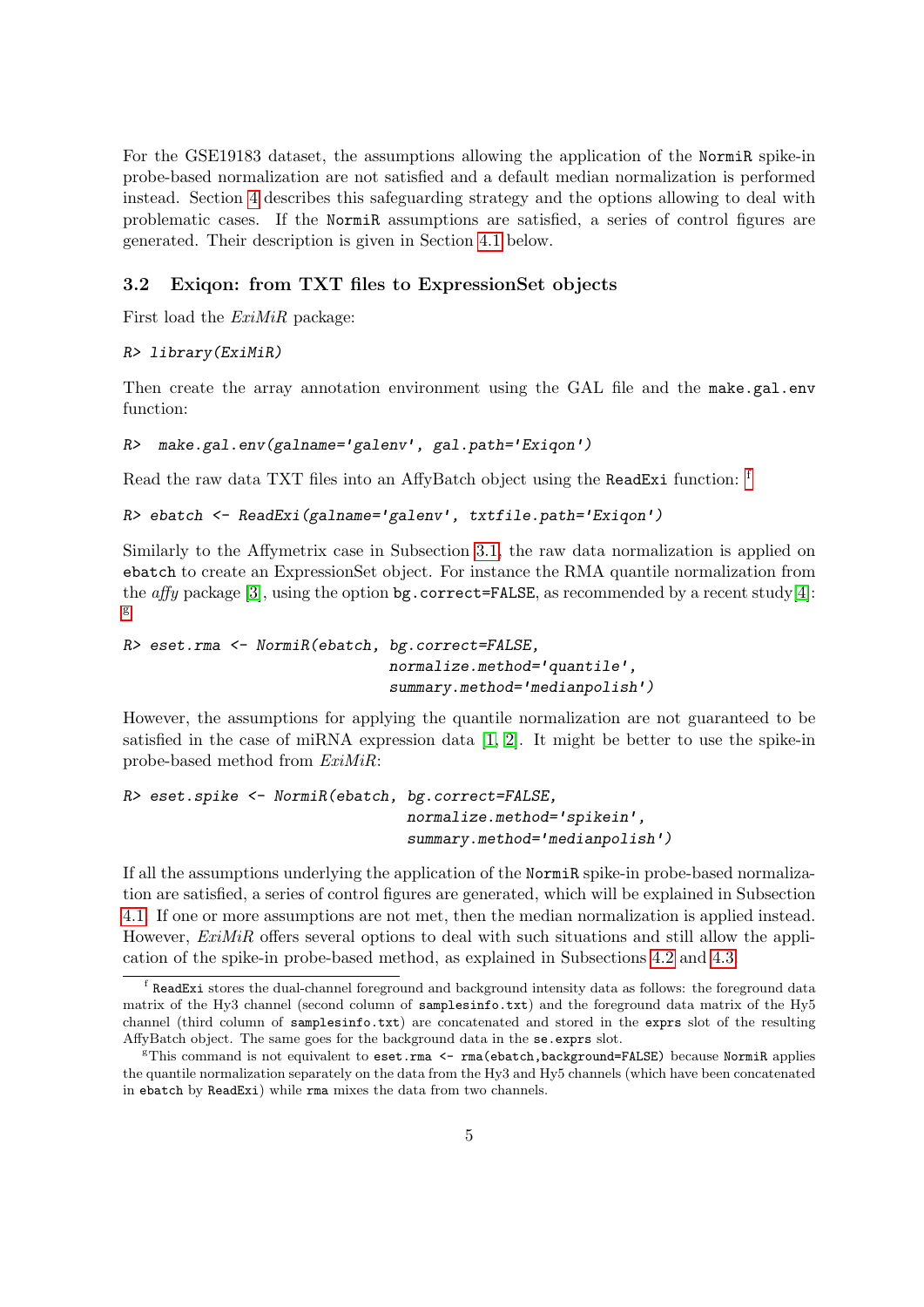For the GSE19183 dataset, the assumptions allowing the application of the `NormiR` spike-in probe-based normalization are not satisfied and a default median normalization is performed instead. Section 4 describes this safeguarding strategy and the options allowing to deal with problematic cases. If the `NormiR` assumptions are satisfied, a series of control figures are generated. Their description is given in Section 4.1 below.

### 3.2 Exiqon: from TXT files to ExpressionSet objects

First load the *ExiMiR* package:

```
R> library(ExiMiR)
```

Then create the array annotation environment using the GAL file and the `make.gal.env` function:

```
R>  make.gal.env(galname='galenv', gal.path='Exiqon')
```

Read the raw data TXT files into an AffyBatch object using the `ReadExi` function: [f]

```
R> ebatch <- ReadExi(galname='galenv', txtfile.path='Exiqon')
```

Similarly to the Affymetrix case in Subsection 3.1, the raw data normalization is applied on `ebatch` to create an ExpressionSet object. For instance the RMA quantile normalization from the *affy* package [3], using the option `bg.correct=FALSE`, as recommended by a recent study [4]: [g]

```
R> eset.rma <- NormiR(ebatch, bg.correct=FALSE,
                               normalize.method='quantile',
                               summary.method='medianpolish')
```

However, the assumptions for applying the quantile normalization are not guaranteed to be satisfied in the case of miRNA expression data [1, 2]. It might be better to use the spike-in probe-based method from *ExiMiR*:

```
R> eset.spike <- NormiR(ebatch, bg.correct=FALSE,
                                 normalize.method='spikein',
                                 summary.method='medianpolish')
```

If all the assumptions underlying the application of the `NormiR` spike-in probe-based normalization are satisfied, a series of control figures are generated, which will be explained in Subsection 4.1. If one or more assumptions are not met, then the median normalization is applied instead. However, *ExiMiR* offers several options to deal with such situations and still allow the application of the spike-in probe-based method, as explained in Subsections 4.2 and 4.3.

[f] `ReadExi` stores the dual-channel foreground and background intensity data as follows: the foreground data matrix of the Hy3 channel (second column of `samplesinfo.txt`) and the foreground data matrix of the Hy5 channel (third column of `samplesinfo.txt`) are concatenated and stored in the `exprs` slot of the resulting AffyBatch object. The same goes for the background data in the `se.exprs` slot.

[g] This command is not equivalent to `eset.rma <- rma(ebatch,background=FALSE)` because `NormiR` applies the quantile normalization separately on the data from the Hy3 and Hy5 channels (which have been concatenated in `ebatch` by `ReadExi`) while `rma` mixes the data from two channels.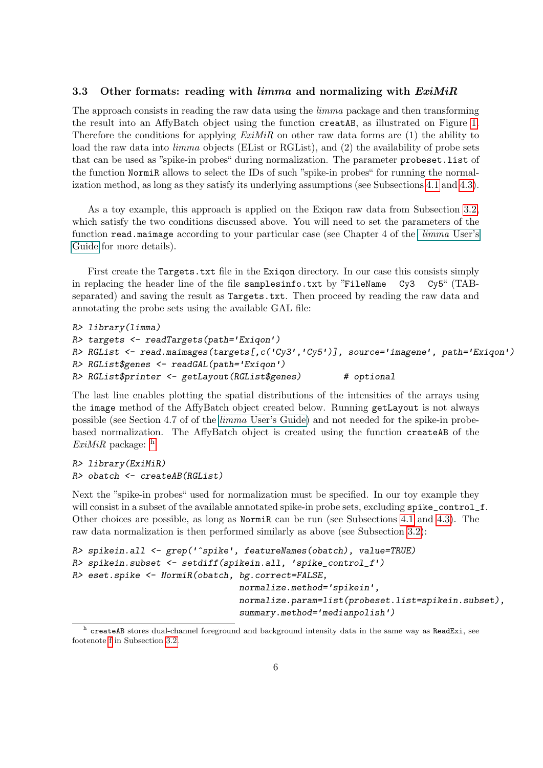### 3.3 Other formats: reading with *limma* and normalizing with *ExiMiR*

The approach consists in reading the raw data using the *limma* package and then transforming the result into an AffyBatch object using the function `creatAB`, as illustrated on Figure 1. Therefore the conditions for applying *ExiMiR* on other raw data forms are (1) the ability to load the raw data into *limma* objects (EList or RGList), and (2) the availability of probe sets that can be used as "spike-in probes" during normalization. The parameter `probeset.list` of the function `NormiR` allows to select the IDs of such "spike-in probes" for running the normalization method, as long as they satisfy its underlying assumptions (see Subsections 4.1 and 4.3).

As a toy example, this approach is applied on the Exiqon raw data from Subsection 3.2, which satisfy the two conditions discussed above. You will need to set the parameters of the function `read.maimage` according to your particular case (see Chapter 4 of the *limma* User's Guide for more details).

First create the `Targets.txt` file in the `Exiqon` directory. In our case this consists simply in replacing the header line of the file `samplesinfo.txt` by "`FileName  Cy3  Cy5`" (TAB-separated) and saving the result as `Targets.txt`. Then proceed by reading the raw data and annotating the probe sets using the available GAL file:

```
R> library(limma)
R> targets <- readTargets(path='Exiqon')
R> RGList <- read.maimages(targets[,c('Cy3','Cy5')], source='imagene', path='Exiqon')
R> RGList$genes <- readGAL(path='Exiqon')
R> RGList$printer <- getLayout(RGList$genes)        # optional
```

The last line enables plotting the spatial distributions of the intensities of the arrays using the `image` method of the AffyBatch object created below. Running `getLayout` is not always possible (see Section 4.7 of of the *limma* User's Guide) and not needed for the spike-in probe-based normalization. The AffyBatch object is created using the function `createAB` of the *ExiMiR* package: [h]

```
R> library(ExiMiR)
R> obatch <- createAB(RGList)
```

Next the "spike-in probes" used for normalization must be specified. In our toy example they will consist in a subset of the available annotated spike-in probe sets, excluding `spike_control_f`. Other choices are possible, as long as `NormiR` can be run (see Subsections 4.1 and 4.3). The raw data normalization is then performed similarly as above (see Subsection 3.2):

```
R> spikein.all <- grep('^spike', featureNames(obatch), value=TRUE)
R> spikein.subset <- setdiff(spikein.all, 'spike_control_f')
R> eset.spike <- NormiR(obatch, bg.correct=FALSE,
                               normalize.method='spikein',
                               normalize.param=list(probeset.list=spikein.subset),
                               summary.method='medianpolish')
```

[h] `createAB` stores dual-channel foreground and background intensity data in the same way as `ReadExi`, see footenote f in Subsection 3.2.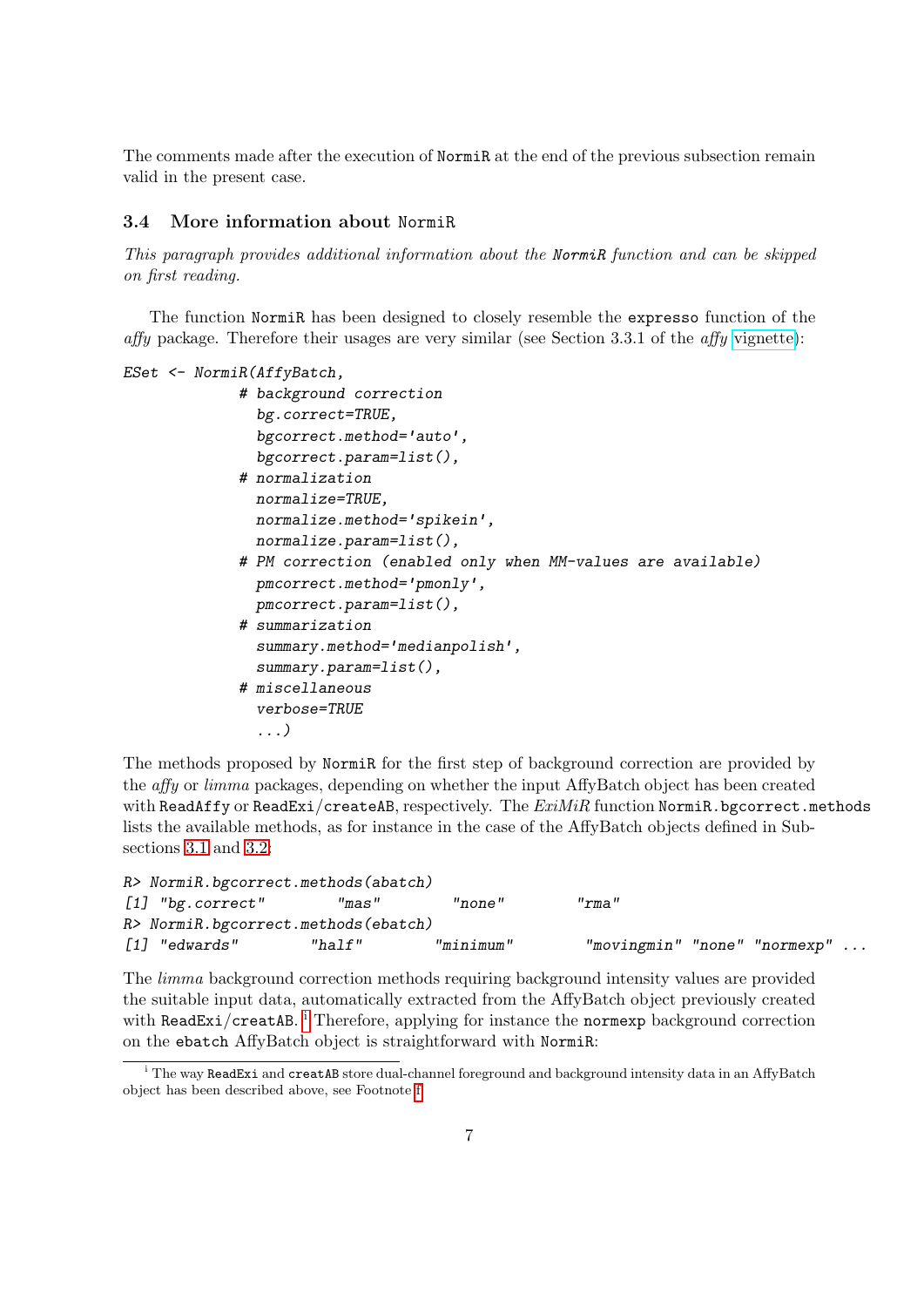The comments made after the execution of NormiR at the end of the previous subsection remain valid in the present case.

### 3.4 More information about NormiR

*This paragraph provides additional information about the NormiR function and can be skipped on first reading.*

The function NormiR has been designed to closely resemble the expresso function of the *affy* package. Therefore their usages are very similar (see Section 3.3.1 of the *affy* vignette):

```
ESet <- NormiR(AffyBatch,
             # background correction
               bg.correct=TRUE,
               bgcorrect.method='auto',
               bgcorrect.param=list(),
             # normalization
               normalize=TRUE,
               normalize.method='spikein',
               normalize.param=list(),
             # PM correction (enabled only when MM-values are available)
               pmcorrect.method='pmonly',
               pmcorrect.param=list(),
             # summarization
               summary.method='medianpolish',
               summary.param=list(),
             # miscellaneous
               verbose=TRUE
               ...)
```

The methods proposed by NormiR for the first step of background correction are provided by the *affy* or *limma* packages, depending on whether the input AffyBatch object has been created with ReadAffy or ReadExi/createAB, respectively. The *ExiMiR* function NormiR.bgcorrect.methods lists the available methods, as for instance in the case of the AffyBatch objects defined in Subsections 3.1 and 3.2:

```
R> NormiR.bgcorrect.methods(abatch)
[1] "bg.correct"       "mas"        "none"        "rma"
R> NormiR.bgcorrect.methods(ebatch)
[1] "edwards"        "half"        "minimum"        "movingmin" "none" "normexp" ...
```

The *limma* background correction methods requiring background intensity values are provided the suitable input data, automatically extracted from the AffyBatch object previously created with ReadExi/creatAB.[i] Therefore, applying for instance the normexp background correction on the ebatch AffyBatch object is straightforward with NormiR:

[i] The way ReadExi and creatAB store dual-channel foreground and background intensity data in an AffyBatch object has been described above, see Footnote f.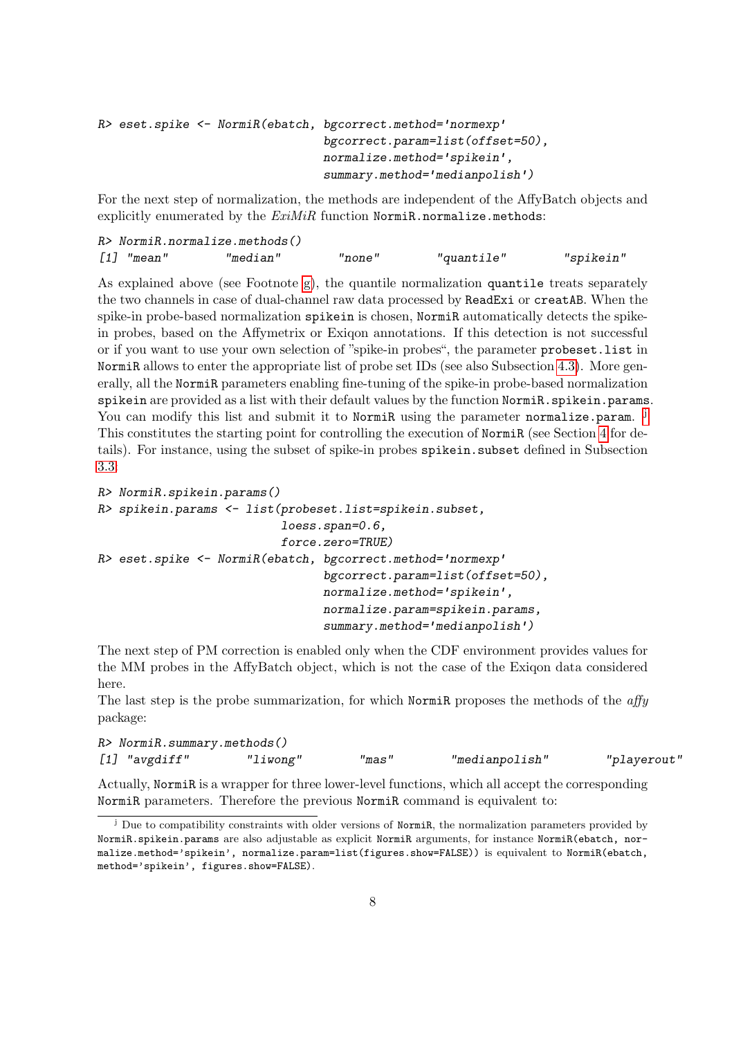```
R> eset.spike <- NormiR(ebatch, bgcorrect.method='normexp'
                                bgcorrect.param=list(offset=50),
                                normalize.method='spikein',
                                summary.method='medianpolish')
```

For the next step of normalization, the methods are independent of the AffyBatch objects and explicitly enumerated by the *ExiMiR* function `NormiR.normalize.methods`:

```
R> NormiR.normalize.methods()
[1] "mean"        "median"       "none"        "quantile"       "spikein"
```

As explained above (see Footnote g), the quantile normalization `quantile` treats separately the two channels in case of dual-channel raw data processed by `ReadExi` or `creatAB`. When the spike-in probe-based normalization `spikein` is chosen, `NormiR` automatically detects the spike-in probes, based on the Affymetrix or Exiqon annotations. If this detection is not successful or if you want to use your own selection of "spike-in probes", the parameter `probeset.list` in `NormiR` allows to enter the appropriate list of probe set IDs (see also Subsection 4.3). More generally, all the `NormiR` parameters enabling fine-tuning of the spike-in probe-based normalization `spikein` are provided as a list with their default values by the function `NormiR.spikein.params`. You can modify this list and submit it to `NormiR` using the parameter `normalize.param`. [j] This constitutes the starting point for controlling the execution of `NormiR` (see Section 4 for details). For instance, using the subset of spike-in probes `spikein.subset` defined in Subsection 3.3:

```
R> NormiR.spikein.params()
R> spikein.params <- list(probeset.list=spikein.subset,
                          loess.span=0.6,
                          force.zero=TRUE)
R> eset.spike <- NormiR(ebatch, bgcorrect.method='normexp'
                                bgcorrect.param=list(offset=50),
                                normalize.method='spikein',
                                normalize.param=spikein.params,
                                summary.method='medianpolish')
```

The next step of PM correction is enabled only when the CDF environment provides values for the MM probes in the AffyBatch object, which is not the case of the Exiqon data considered here.

The last step is the probe summarization, for which `NormiR` proposes the methods of the *affy* package:

```
R> NormiR.summary.methods()
[1] "avgdiff"       "liwong"        "mas"         "medianpolish"        "playerout"
```

Actually, `NormiR` is a wrapper for three lower-level functions, which all accept the corresponding `NormiR` parameters. Therefore the previous `NormiR` command is equivalent to:

[j] Due to compatibility constraints with older versions of `NormiR`, the normalization parameters provided by `NormiR.spikein.params` are also adjustable as explicit `NormiR` arguments, for instance `NormiR(ebatch, normalize.method='spikein', normalize.param=list(figures.show=FALSE))` is equivalent to `NormiR(ebatch, method='spikein', figures.show=FALSE)`.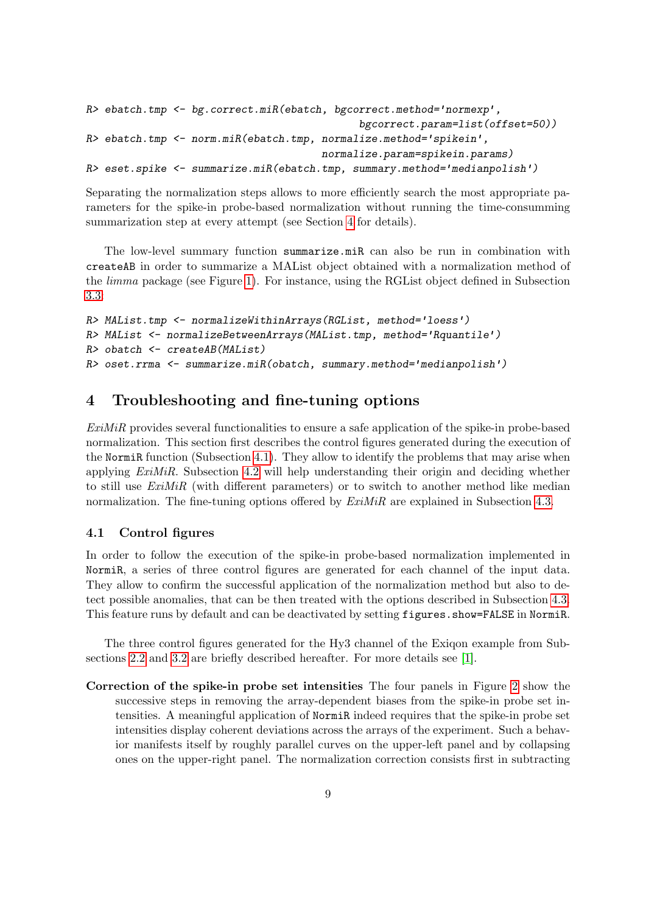```
R> ebatch.tmp <- bg.correct.miR(ebatch, bgcorrect.method='normexp',
                                        bgcorrect.param=list(offset=50))
R> ebatch.tmp <- norm.miR(ebatch.tmp, normalize.method='spikein',
                                   normalize.param=spikein.params)
R> eset.spike <- summarize.miR(ebatch.tmp, summary.method='medianpolish')
```

Separating the normalization steps allows to more efficiently search the most appropriate parameters for the spike-in probe-based normalization without running the time-consumming summarization step at every attempt (see Section 4 for details).

The low-level summary function `summarize.miR` can also be run in combination with `createAB` in order to summarize a MAList object obtained with a normalization method of the *limma* package (see Figure 1). For instance, using the RGList object defined in Subsection 3.3:

```
R> MAList.tmp <- normalizeWithinArrays(RGList, method='loess')
R> MAList <- normalizeBetweenArrays(MAList.tmp, method='Rquantile')
R> obatch <- createAB(MAList)
R> oset.rrma <- summarize.miR(obatch, summary.method='medianpolish')
```

# 4 Troubleshooting and fine-tuning options

*ExiMiR* provides several functionalities to ensure a safe application of the spike-in probe-based normalization. This section first describes the control figures generated during the execution of the `NormiR` function (Subsection 4.1). They allow to identify the problems that may arise when applying *ExiMiR*. Subsection 4.2 will help understanding their origin and deciding whether to still use *ExiMiR* (with different parameters) or to switch to another method like median normalization. The fine-tuning options offered by *ExiMiR* are explained in Subsection 4.3.

## 4.1 Control figures

In order to follow the execution of the spike-in probe-based normalization implemented in `NormiR`, a series of three control figures are generated for each channel of the input data. They allow to confirm the successful application of the normalization method but also to detect possible anomalies, that can be then treated with the options described in Subsection 4.3. This feature runs by default and can be deactivated by setting `figures.show=FALSE` in `NormiR`.

The three control figures generated for the Hy3 channel of the Exiqon example from Subsections 2.2 and 3.2 are briefly described hereafter. For more details see [1].

**Correction of the spike-in probe set intensities** The four panels in Figure 2 show the successive steps in removing the array-dependent biases from the spike-in probe set intensities. A meaningful application of `NormiR` indeed requires that the spike-in probe set intensities display coherent deviations across the arrays of the experiment. Such a behavior manifests itself by roughly parallel curves on the upper-left panel and by collapsing ones on the upper-right panel. The normalization correction consists first in subtracting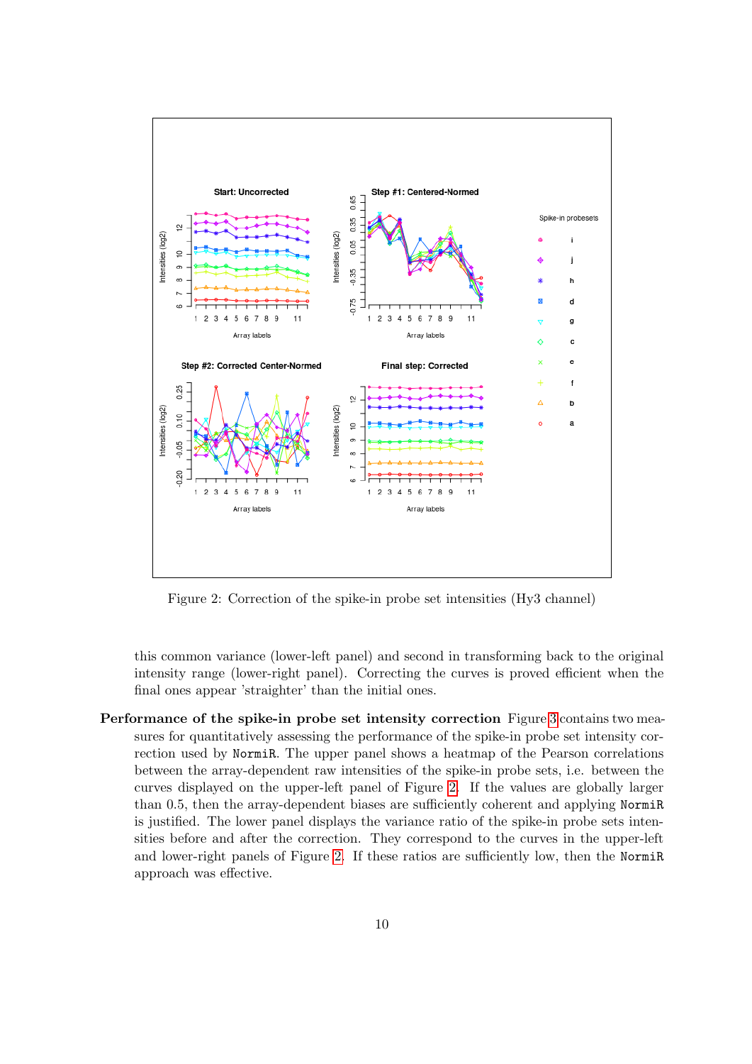Figure 2: Correction of the spike-in probe set intensities (Hy3 channel)

this common variance (lower-left panel) and second in transforming back to the original intensity range (lower-right panel). Correcting the curves is proved efficient when the final ones appear 'straighter' than the initial ones.

**Performance of the spike-in probe set intensity correction** Figure 3 contains two measures for quantitatively assessing the performance of the spike-in probe set intensity correction used by `NormiR`. The upper panel shows a heatmap of the Pearson correlations between the array-dependent raw intensities of the spike-in probe sets, i.e. between the curves displayed on the upper-left panel of Figure 2. If the values are globally larger than 0.5, then the array-dependent biases are sufficiently coherent and applying `NormiR` is justified. The lower panel displays the variance ratio of the spike-in probe sets intensities before and after the correction. They correspond to the curves in the upper-left and lower-right panels of Figure 2. If these ratios are sufficiently low, then the `NormiR` approach was effective.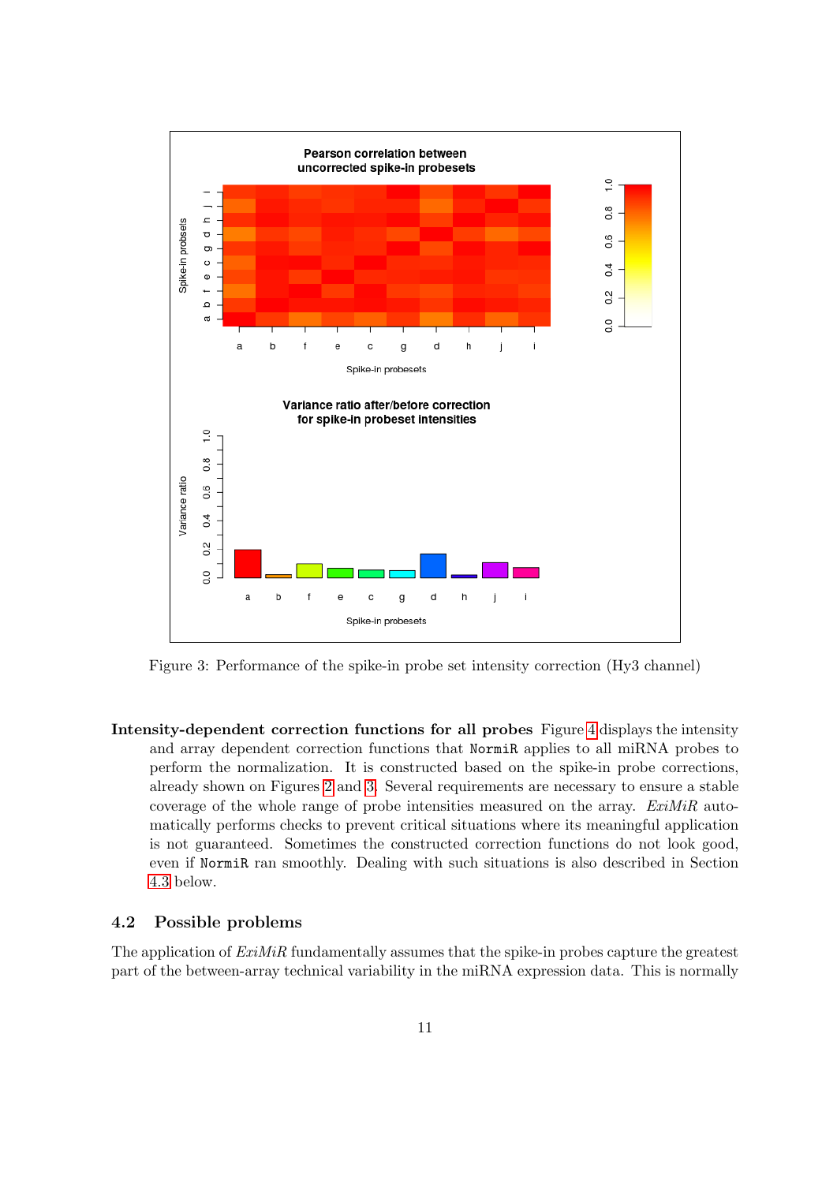Figure 3: Performance of the spike-in probe set intensity correction (Hy3 channel)

**Intensity-dependent correction functions for all probes** Figure 4 displays the intensity and array dependent correction functions that `NormiR` applies to all miRNA probes to perform the normalization. It is constructed based on the spike-in probe corrections, already shown on Figures 2 and 3. Several requirements are necessary to ensure a stable coverage of the whole range of probe intensities measured on the array. *ExiMiR* automatically performs checks to prevent critical situations where its meaningful application is not guaranteed. Sometimes the constructed correction functions do not look good, even if `NormiR` ran smoothly. Dealing with such situations is also described in Section 4.3 below.

### 4.2 Possible problems

The application of *ExiMiR* fundamentally assumes that the spike-in probes capture the greatest part of the between-array technical variability in the miRNA expression data. This is normally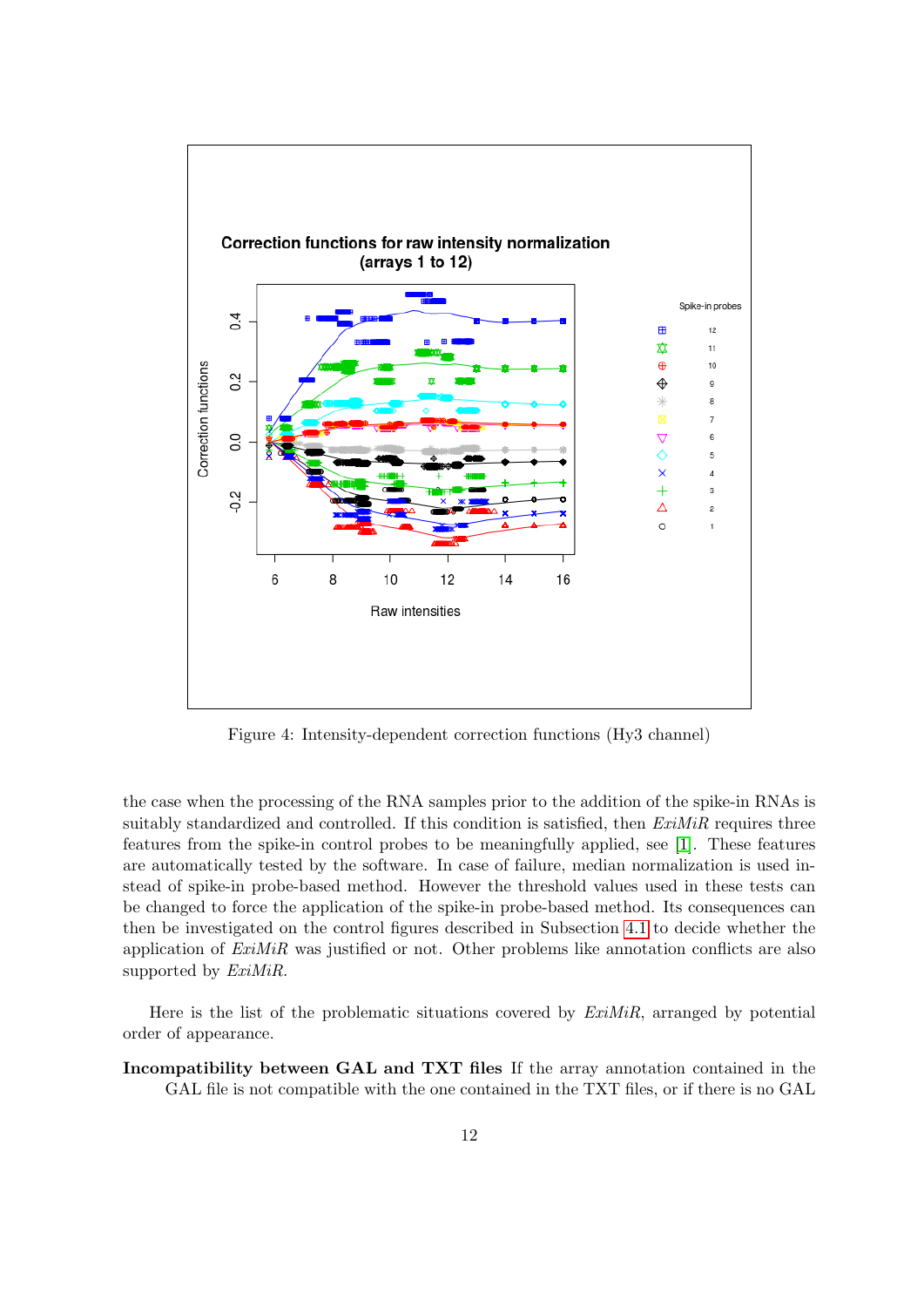Figure 4: Intensity-dependent correction functions (Hy3 channel)

the case when the processing of the RNA samples prior to the addition of the spike-in RNAs is suitably standardized and controlled. If this condition is satisfied, then *ExiMiR* requires three features from the spike-in control probes to be meaningfully applied, see [1]. These features are automatically tested by the software. In case of failure, median normalization is used instead of spike-in probe-based method. However the threshold values used in these tests can be changed to force the application of the spike-in probe-based method. Its consequences can then be investigated on the control figures described in Subsection 4.1 to decide whether the application of *ExiMiR* was justified or not. Other problems like annotation conflicts are also supported by *ExiMiR*.

Here is the list of the problematic situations covered by *ExiMiR*, arranged by potential order of appearance.

**Incompatibility between GAL and TXT files** If the array annotation contained in the GAL file is not compatible with the one contained in the TXT files, or if there is no GAL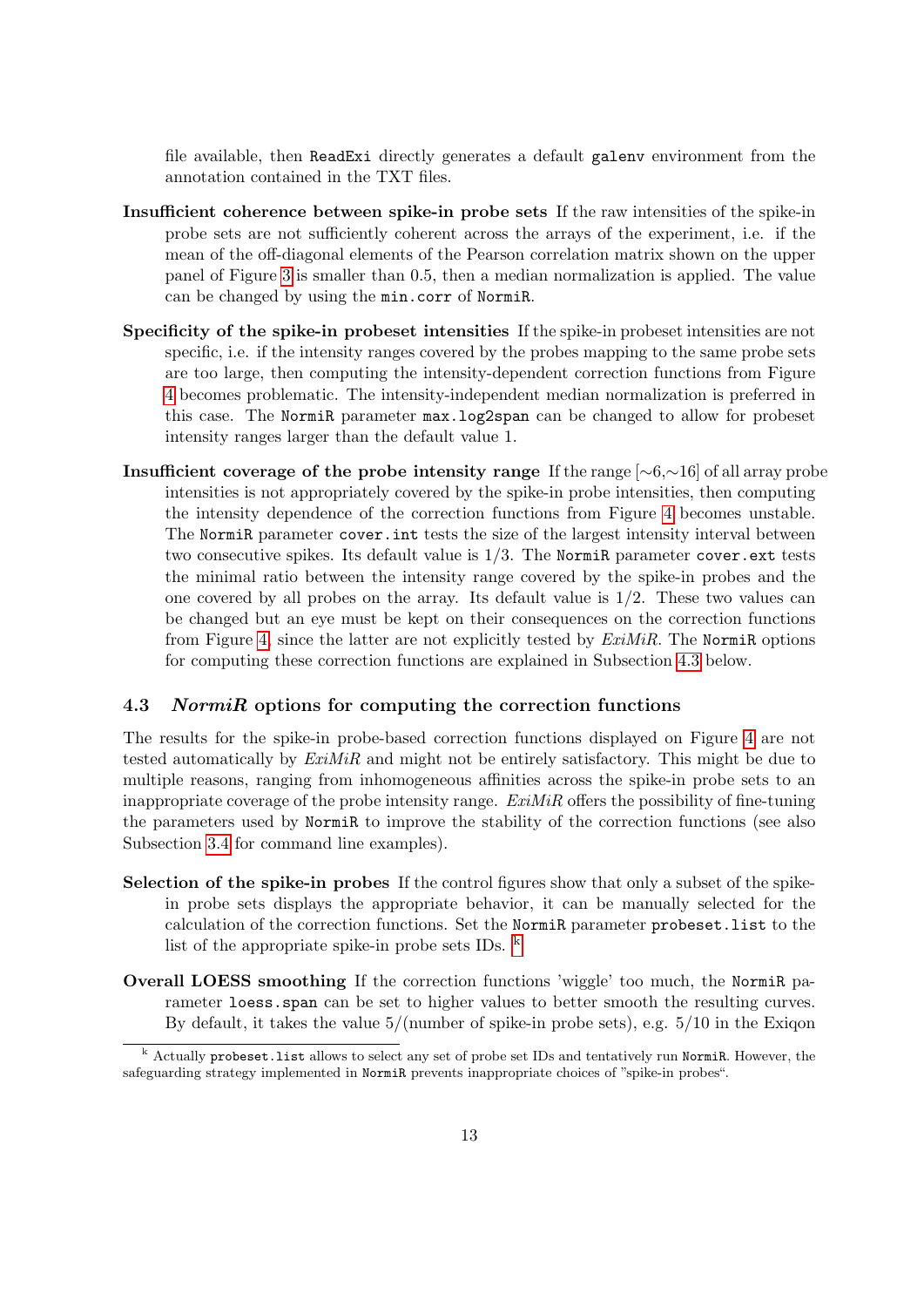file available, then ReadExi directly generates a default galenv environment from the annotation contained in the TXT files.

**Insufficient coherence between spike-in probe sets** If the raw intensities of the spike-in probe sets are not sufficiently coherent across the arrays of the experiment, i.e. if the mean of the off-diagonal elements of the Pearson correlation matrix shown on the upper panel of Figure 3 is smaller than 0.5, then a median normalization is applied. The value can be changed by using the min.corr of NormiR.

**Specificity of the spike-in probeset intensities** If the spike-in probeset intensities are not specific, i.e. if the intensity ranges covered by the probes mapping to the same probe sets are too large, then computing the intensity-dependent correction functions from Figure 4 becomes problematic. The intensity-independent median normalization is preferred in this case. The NormiR parameter max.log2span can be changed to allow for probeset intensity ranges larger than the default value 1.

**Insufficient coverage of the probe intensity range** If the range [∼6,∼16] of all array probe intensities is not appropriately covered by the spike-in probe intensities, then computing the intensity dependence of the correction functions from Figure 4 becomes unstable. The NormiR parameter cover.int tests the size of the largest intensity interval between two consecutive spikes. Its default value is 1/3. The NormiR parameter cover.ext tests the minimal ratio between the intensity range covered by the spike-in probes and the one covered by all probes on the array. Its default value is 1/2. These two values can be changed but an eye must be kept on their consequences on the correction functions from Figure 4, since the latter are not explicitly tested by *ExiMiR*. The NormiR options for computing these correction functions are explained in Subsection 4.3 below.

### 4.3 *NormiR* options for computing the correction functions

The results for the spike-in probe-based correction functions displayed on Figure 4 are not tested automatically by *ExiMiR* and might not be entirely satisfactory. This might be due to multiple reasons, ranging from inhomogeneous affinities across the spike-in probe sets to an inappropriate coverage of the probe intensity range. *ExiMiR* offers the possibility of fine-tuning the parameters used by NormiR to improve the stability of the correction functions (see also Subsection 3.4 for command line examples).

**Selection of the spike-in probes** If the control figures show that only a subset of the spike-in probe sets displays the appropriate behavior, it can be manually selected for the calculation of the correction functions. Set the NormiR parameter probeset.list to the list of the appropriate spike-in probe sets IDs. [k]

**Overall LOESS smoothing** If the correction functions 'wiggle' too much, the NormiR parameter loess.span can be set to higher values to better smooth the resulting curves. By default, it takes the value 5/(number of spike-in probe sets), e.g. 5/10 in the Exiqon

[k] Actually probeset.list allows to select any set of probe set IDs and tentatively run NormiR. However, the safeguarding strategy implemented in NormiR prevents inappropriate choices of "spike-in probes".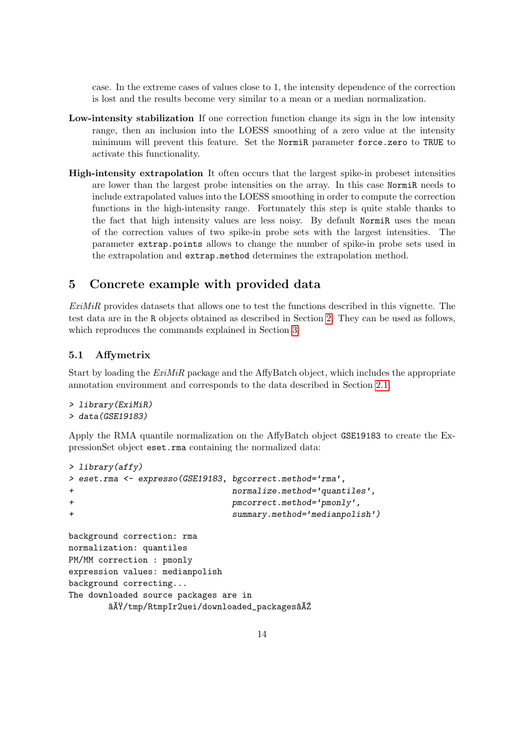case. In the extreme cases of values close to 1, the intensity dependence of the correction is lost and the results become very similar to a mean or a median normalization.

**Low-intensity stabilization** If one correction function change its sign in the low intensity range, then an inclusion into the LOESS smoothing of a zero value at the intensity minimum will prevent this feature. Set the NormiR parameter force.zero to TRUE to activate this functionality.

**High-intensity extrapolation** It often occurs that the largest spike-in probeset intensities are lower than the largest probe intensities on the array. In this case NormiR needs to include extrapolated values into the LOESS smoothing in order to compute the correction functions in the high-intensity range. Fortunately this step is quite stable thanks to the fact that high intensity values are less noisy. By default NormiR uses the mean of the correction values of two spike-in probe sets with the largest intensities. The parameter extrap.points allows to change the number of spike-in probe sets used in the extrapolation and extrap.method determines the extrapolation method.

## 5 Concrete example with provided data

*ExiMiR* provides datasets that allows one to test the functions described in this vignette. The test data are in the R objects obtained as described in Section 2. They can be used as follows, which reproduces the commands explained in Section 3.

### 5.1 Affymetrix

Start by loading the *ExiMiR* package and the AffyBatch object, which includes the appropriate annotation environment and corresponds to the data described in Section 2.1:

```
> library(ExiMiR)
> data(GSE19183)
```

Apply the RMA quantile normalization on the AffyBatch object GSE19183 to create the ExpressionSet object eset.rma containing the normalized data:

```
> library(affy)
> eset.rma <- expresso(GSE19183, bgcorrect.method='rma',
+                                normalize.method='quantiles',
+                                pmcorrect.method='pmonly',
+                                summary.method='medianpolish')

background correction: rma
normalization: quantiles
PM/MM correction : pmonly
expression values: medianpolish
background correcting...
The downloaded source packages are in
        âĂŸ/tmp/RtmpIr2uei/downloaded_packagesâĂŹ
```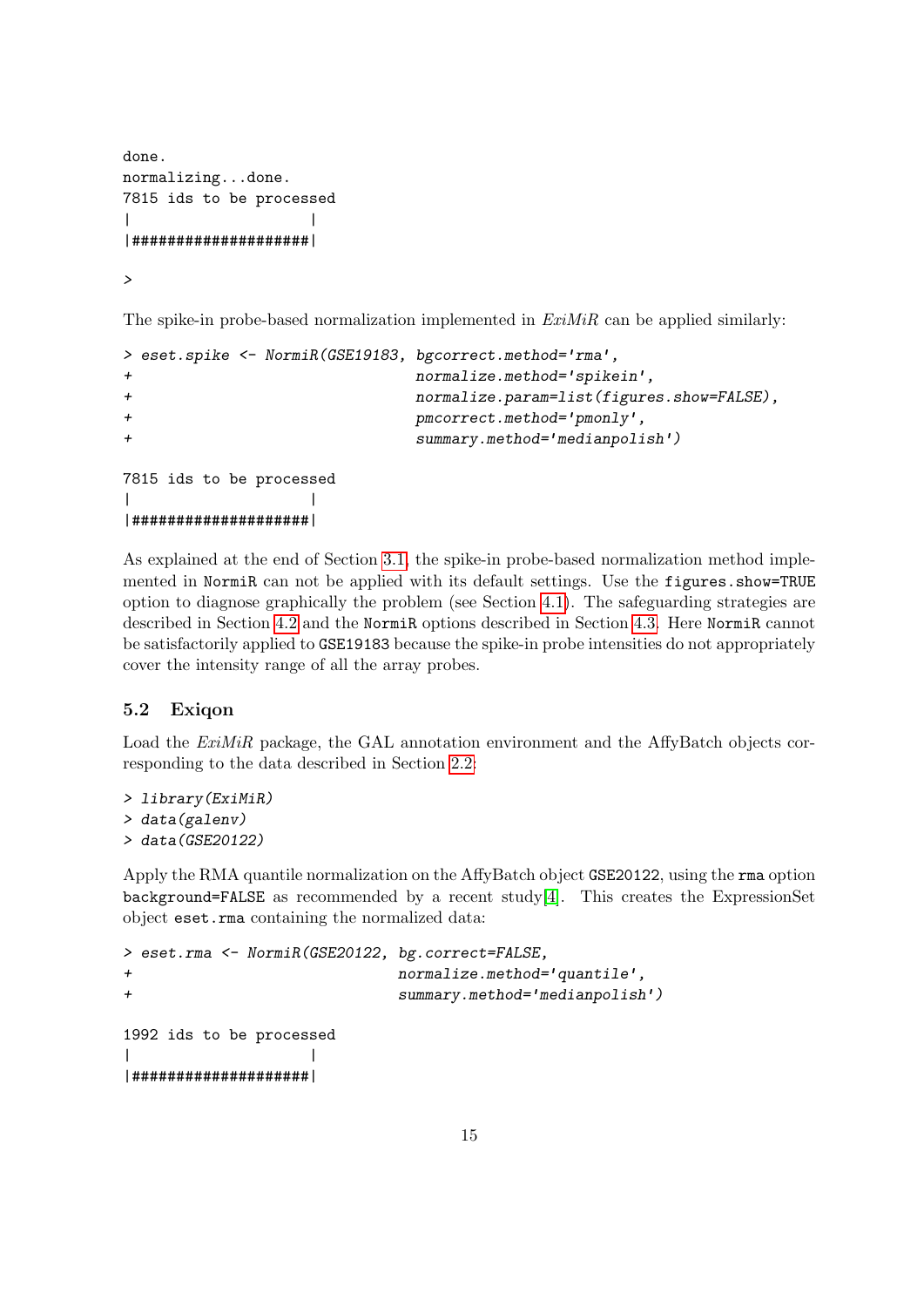```
done.
normalizing...done.
7815 ids to be processed
|                    |
|####################|

>
```

The spike-in probe-based normalization implemented in *ExiMiR* can be applied similarly:

```
> eset.spike <- NormiR(GSE19183, bgcorrect.method='rma',
+                               normalize.method='spikein',
+                               normalize.param=list(figures.show=FALSE),
+                               pmcorrect.method='pmonly',
+                               summary.method='medianpolish')

7815 ids to be processed
|                    |
|####################|
```

As explained at the end of Section 3.1, the spike-in probe-based normalization method implemented in `NormiR` can not be applied with its default settings. Use the `figures.show=TRUE` option to diagnose graphically the problem (see Section 4.1). The safeguarding strategies are described in Section 4.2 and the `NormiR` options described in Section 4.3. Here `NormiR` cannot be satisfactorily applied to `GSE19183` because the spike-in probe intensities do not appropriately cover the intensity range of all the array probes.

### 5.2 Exiqon

Load the *ExiMiR* package, the GAL annotation environment and the AffyBatch objects corresponding to the data described in Section 2.2:

```
> library(ExiMiR)
> data(galenv)
> data(GSE20122)
```

Apply the RMA quantile normalization on the AffyBatch object `GSE20122`, using the `rma` option `background=FALSE` as recommended by a recent study[4]. This creates the ExpressionSet object `eset.rma` containing the normalized data:

```
> eset.rma <- NormiR(GSE20122, bg.correct=FALSE,
+                             normalize.method='quantile',
+                             summary.method='medianpolish')

1992 ids to be processed
|                    |
|####################|
```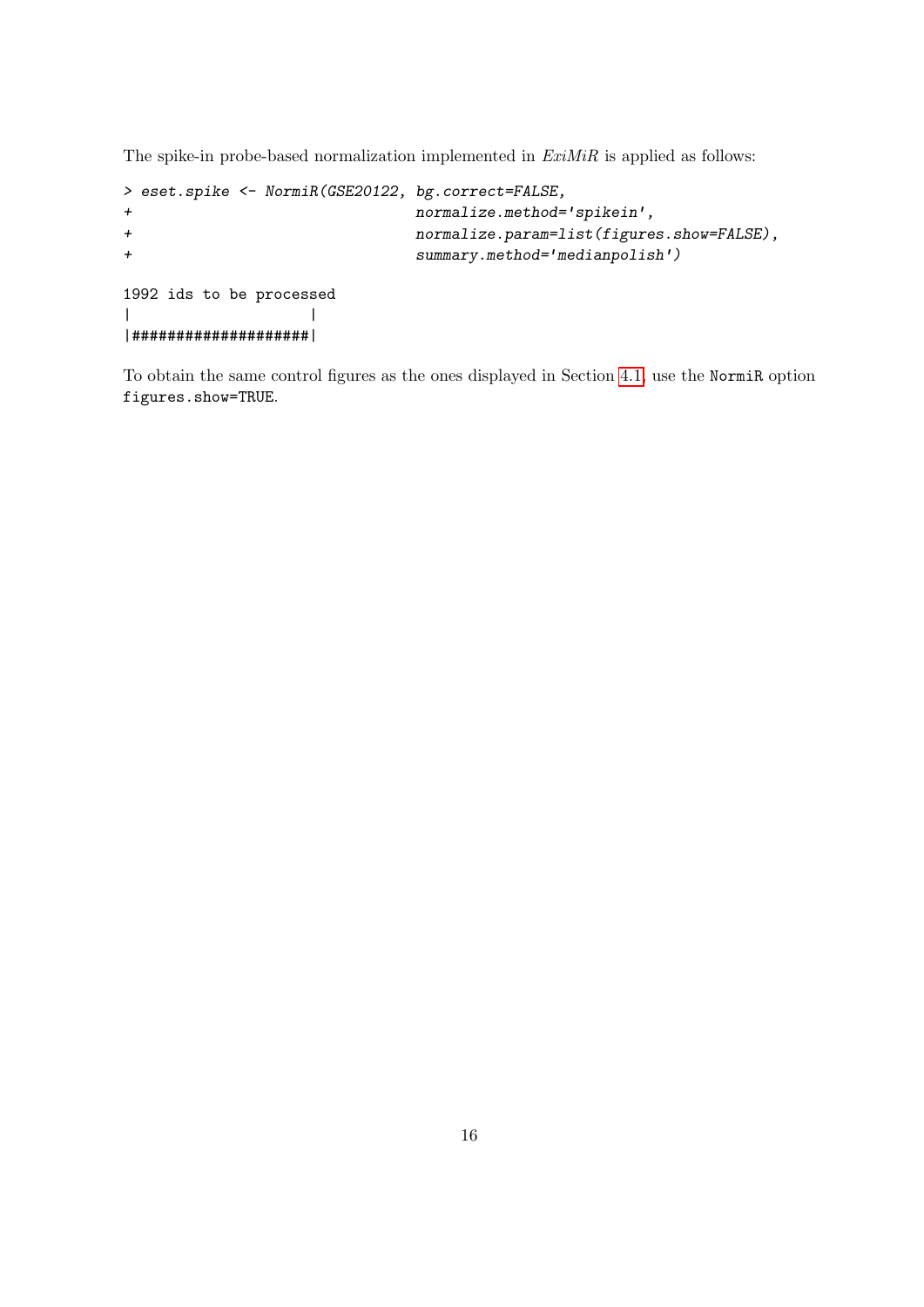The spike-in probe-based normalization implemented in *ExiMiR* is applied as follows:

```
> eset.spike <- NormiR(GSE20122, bg.correct=FALSE,
+                               normalize.method='spikein',
+                               normalize.param=list(figures.show=FALSE),
+                               summary.method='medianpolish')

1992 ids to be processed
|                    |
|####################|
```

To obtain the same control figures as the ones displayed in Section 4.1, use the `NormiR` option `figures.show=TRUE`.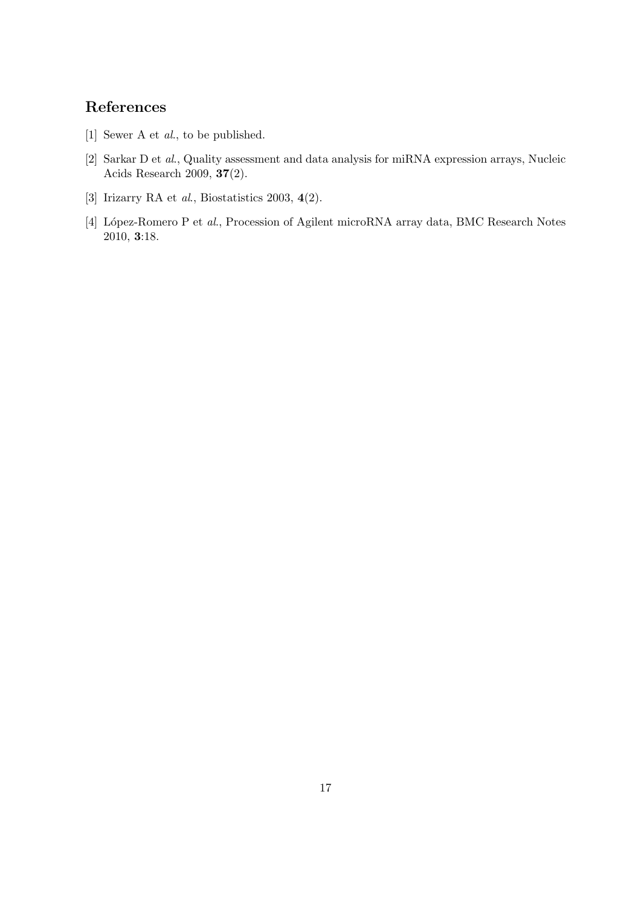## References

[1] Sewer A et *al.*, to be published.

[2] Sarkar D et *al.*, Quality assessment and data analysis for miRNA expression arrays, Nucleic Acids Research 2009, **37**(2).

[3] Irizarry RA et *al.*, Biostatistics 2003, **4**(2).

[4] López-Romero P et *al.*, Procession of Agilent microRNA array data, BMC Research Notes 2010, **3**:18.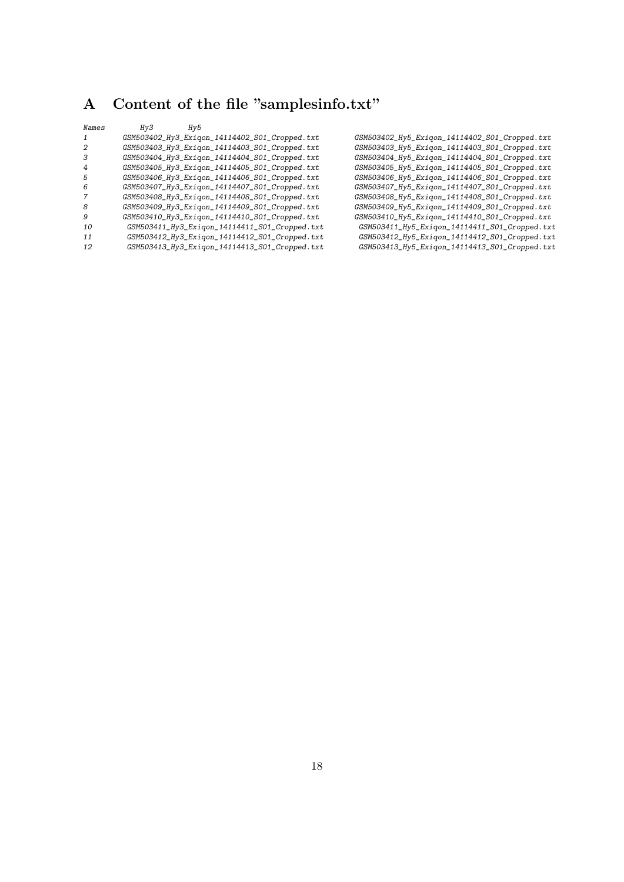# A Content of the file "samplesinfo.txt"

```
Names     Hy3     Hy5
1         GSM503402_Hy3_Exiqon_14114402_S01_Cropped.txt     GSM503402_Hy5_Exiqon_14114402_S01_Cropped.txt
2         GSM503403_Hy3_Exiqon_14114403_S01_Cropped.txt     GSM503403_Hy5_Exiqon_14114403_S01_Cropped.txt
3         GSM503404_Hy3_Exiqon_14114404_S01_Cropped.txt     GSM503404_Hy5_Exiqon_14114404_S01_Cropped.txt
4         GSM503405_Hy3_Exiqon_14114405_S01_Cropped.txt     GSM503405_Hy5_Exiqon_14114405_S01_Cropped.txt
5         GSM503406_Hy3_Exiqon_14114406_S01_Cropped.txt     GSM503406_Hy5_Exiqon_14114406_S01_Cropped.txt
6         GSM503407_Hy3_Exiqon_14114407_S01_Cropped.txt     GSM503407_Hy5_Exiqon_14114407_S01_Cropped.txt
7         GSM503408_Hy3_Exiqon_14114408_S01_Cropped.txt     GSM503408_Hy5_Exiqon_14114408_S01_Cropped.txt
8         GSM503409_Hy3_Exiqon_14114409_S01_Cropped.txt     GSM503409_Hy5_Exiqon_14114409_S01_Cropped.txt
9         GSM503410_Hy3_Exiqon_14114410_S01_Cropped.txt     GSM503410_Hy5_Exiqon_14114410_S01_Cropped.txt
10        GSM503411_Hy3_Exiqon_14114411_S01_Cropped.txt     GSM503411_Hy5_Exiqon_14114411_S01_Cropped.txt
11        GSM503412_Hy3_Exiqon_14114412_S01_Cropped.txt     GSM503412_Hy5_Exiqon_14114412_S01_Cropped.txt
12        GSM503413_Hy3_Exiqon_14114413_S01_Cropped.txt     GSM503413_Hy5_Exiqon_14114413_S01_Cropped.txt
```